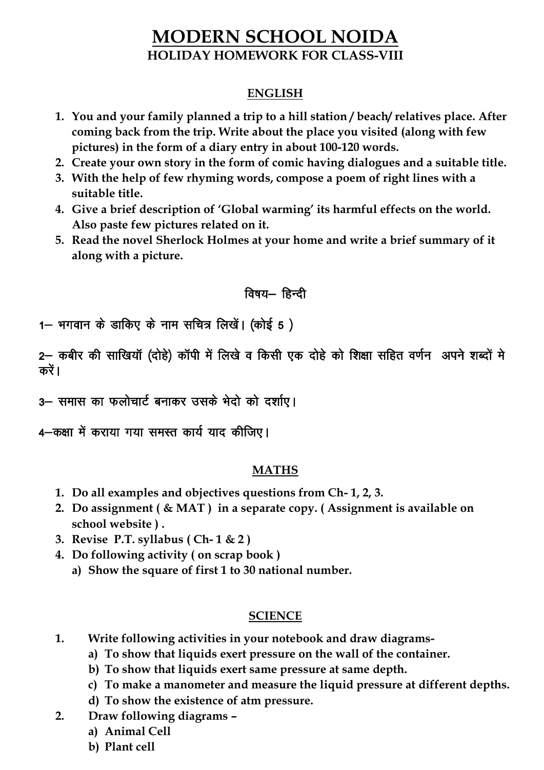# MODERN SCHOOL NOIDA

## HOLIDAY HOMEWORK FOR CLASS-VIII

### ENGLISH

1. **You and your family planned a trip to a hill station / beach/ relatives place. After coming back from the trip. Write about the place you visited (along with few pictures) in the form of a diary entry in about 100-120 words.**
2. **Create your own story in the form of comic having dialogues and a suitable title.**
3. **With the help of few rhyming words, compose a poem of right lines with a suitable title.**
4. **Give a brief description of 'Global warming' its harmful effects on the world. Also paste few pictures related on it.**
5. **Read the novel Sherlock Holmes at your home and write a brief summary of it along with a picture.**

### विषय– हिन्दी

1– भगवान के डाकिए के नाम सचित्र लिखें। (कोई 5 )

2– कबीर की साखियाँ (दोहे) कॉपी में लिखे व किसी एक दोहे को शिक्षा सहित वर्णन अपने शब्दों मे करें।

3– समास का फलोचार्ट बनाकर उसके भेदो को दर्शाए।

4–कक्षा में कराया गया समस्त कार्य याद कीजिए।

### MATHS

1. **Do all examples and objectives questions from Ch- 1, 2, 3.**
2. **Do assignment ( & MAT ) in a separate copy. ( Assignment is available on school website ) .**
3. **Revise P.T. syllabus ( Ch- 1 & 2 )**
4. **Do following activity ( on scrap book )**
   a) **Show the square of first 1 to 30 national number.**

### SCIENCE

1. **Write following activities in your notebook and draw diagrams-**
   a) **To show that liquids exert pressure on the wall of the container.**
   b) **To show that liquids exert same pressure at same depth.**
   c) **To make a manometer and measure the liquid pressure at different depths.**
   d) **To show the existence of atm pressure.**
2. **Draw following diagrams –**
   a) **Animal Cell**
   b) **Plant cell**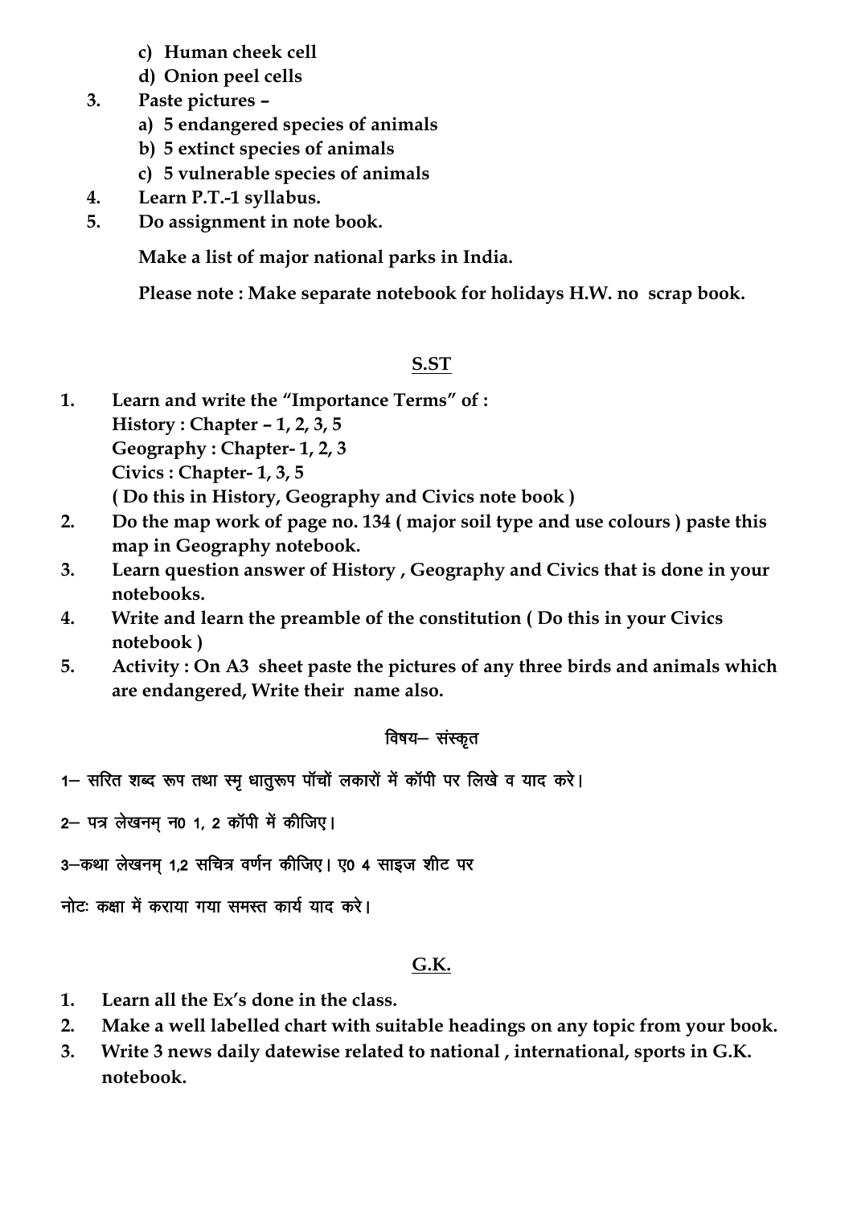c) **Human cheek cell**
d) **Onion peel cells**

3. **Paste pictures –**
   a) **5 endangered species of animals**
   b) **5 extinct species of animals**
   c) **5 vulnerable species of animals**
4. **Learn P.T.-1 syllabus.**
5. **Do assignment in note book.**

   **Make a list of major national parks in India.**

   **Please note : Make separate notebook for holidays H.W. no scrap book.**

## S.ST

1. **Learn and write the "Importance Terms" of :**
   **History : Chapter – 1, 2, 3, 5**
   **Geography : Chapter- 1, 2, 3**
   **Civics : Chapter- 1, 3, 5**
   **( Do this in History, Geography and Civics note book )**
2. **Do the map work of page no. 134 ( major soil type and use colours ) paste this map in Geography notebook.**
3. **Learn question answer of History , Geography and Civics that is done in your notebooks.**
4. **Write and learn the preamble of the constitution ( Do this in your Civics notebook )**
5. **Activity : On A3 sheet paste the pictures of any three birds and animals which are endangered, Write their name also.**

## विषय– संस्कृत

1– सरित शब्द रूप तथा स्मृ धातुरूप पॉचों लकारों में कॉपी पर लिखे व याद करे।

2– पत्र लेखनम् न0 1, 2 कॉपी में कीजिए।

3–कथा लेखनम् 1,2 सचित्र वर्णन कीजिए। ए0 4 साइज शीट पर

नोटः कक्षा में कराया गया समस्त कार्य याद करे।

## G.K.

1. **Learn all the Ex's done in the class.**
2. **Make a well labelled chart with suitable headings on any topic from your book.**
3. **Write 3 news daily datewise related to national , international, sports in G.K. notebook.**